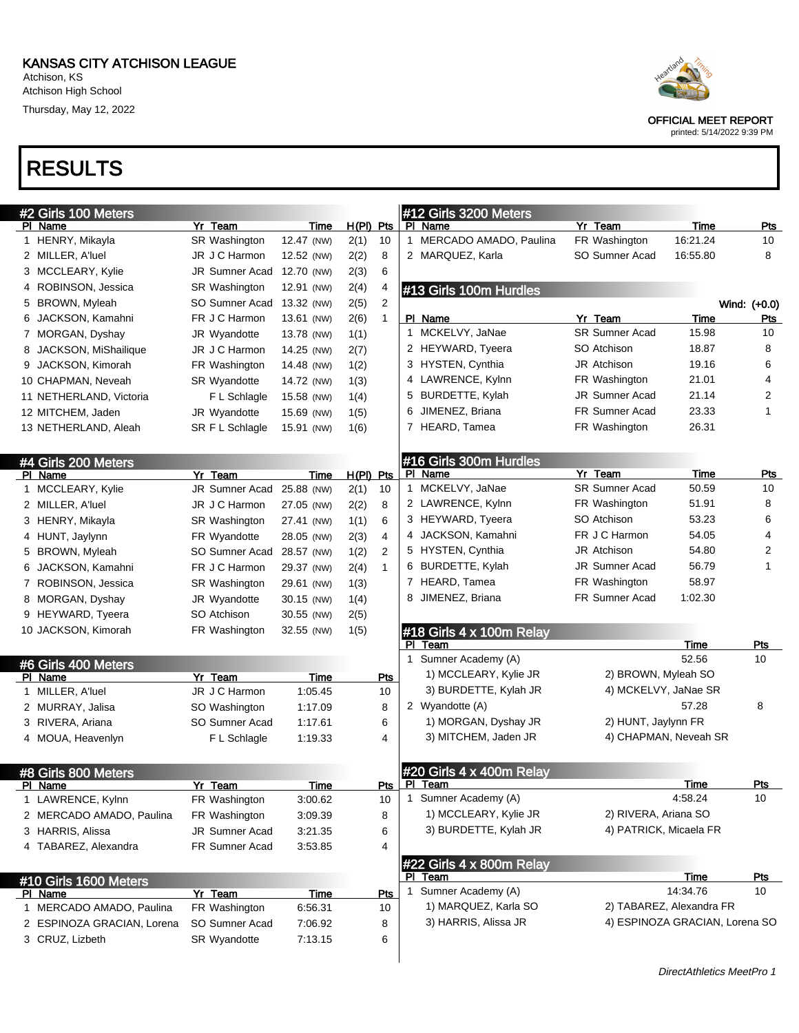# KANSAS CITY ATCHISON LEAGUE

Atchison, KS
Atchison High School
Thursday, May 12, 2022

OFFICIAL MEET REPORT
printed: 5/14/2022 9:39 PM

# RESULTS

## #2 Girls 100 Meters

| Pl | Name | Yr | Team | Time | H(Pl) | Pts |
|---|---|---|---|---|---|---|
| 1 | HENRY, Mikayla | SR | Washington | 12.47 (NW) | 2(1) | 10 |
| 2 | MILLER, A'luel | JR | J C Harmon | 12.52 (NW) | 2(2) | 8 |
| 3 | MCCLEARY, Kylie | JR | Sumner Acad | 12.70 (NW) | 2(3) | 6 |
| 4 | ROBINSON, Jessica | SR | Washington | 12.91 (NW) | 2(4) | 4 |
| 5 | BROWN, Myleah | SO | Sumner Acad | 13.32 (NW) | 2(5) | 2 |
| 6 | JACKSON, Kamahni | FR | J C Harmon | 13.61 (NW) | 2(6) | 1 |
| 7 | MORGAN, Dyshay | JR | Wyandotte | 13.78 (NW) | 1(1) | |
| 8 | JACKSON, MiShailique | JR | J C Harmon | 14.25 (NW) | 2(7) | |
| 9 | JACKSON, Kimorah | FR | Washington | 14.48 (NW) | 1(2) | |
| 10 | CHAPMAN, Neveah | SR | Wyandotte | 14.72 (NW) | 1(3) | |
| 11 | NETHERLAND, Victoria | | F L Schlagle | 15.58 (NW) | 1(4) | |
| 12 | MITCHEM, Jaden | JR | Wyandotte | 15.69 (NW) | 1(5) | |
| 13 | NETHERLAND, Aleah | SR | F L Schlagle | 15.91 (NW) | 1(6) | |

## #4 Girls 200 Meters

| Pl | Name | Yr | Team | Time | H(Pl) | Pts |
|---|---|---|---|---|---|---|
| 1 | MCCLEARY, Kylie | JR | Sumner Acad | 25.88 (NW) | 2(1) | 10 |
| 2 | MILLER, A'luel | JR | J C Harmon | 27.05 (NW) | 2(2) | 8 |
| 3 | HENRY, Mikayla | SR | Washington | 27.41 (NW) | 1(1) | 6 |
| 4 | HUNT, Jaylynn | FR | Wyandotte | 28.05 (NW) | 2(3) | 4 |
| 5 | BROWN, Myleah | SO | Sumner Acad | 28.57 (NW) | 1(2) | 2 |
| 6 | JACKSON, Kamahni | FR | J C Harmon | 29.37 (NW) | 2(4) | 1 |
| 7 | ROBINSON, Jessica | SR | Washington | 29.61 (NW) | 1(3) | |
| 8 | MORGAN, Dyshay | JR | Wyandotte | 30.15 (NW) | 1(4) | |
| 9 | HEYWARD, Tyeera | SO | Atchison | 30.55 (NW) | 2(5) | |
| 10 | JACKSON, Kimorah | FR | Washington | 32.55 (NW) | 1(5) | |

## #6 Girls 400 Meters

| Pl | Name | Yr | Team | Time | Pts |
|---|---|---|---|---|---|
| 1 | MILLER, A'luel | JR | J C Harmon | 1:05.45 | 10 |
| 2 | MURRAY, Jalisa | SO | Washington | 1:17.09 | 8 |
| 3 | RIVERA, Ariana | SO | Sumner Acad | 1:17.61 | 6 |
| 4 | MOUA, Heavenlyn | | F L Schlagle | 1:19.33 | 4 |

## #8 Girls 800 Meters

| Pl | Name | Yr | Team | Time | Pts |
|---|---|---|---|---|---|
| 1 | LAWRENCE, Kylnn | FR | Washington | 3:00.62 | 10 |
| 2 | MERCADO AMADO, Paulina | FR | Washington | 3:09.39 | 8 |
| 3 | HARRIS, Alissa | JR | Sumner Acad | 3:21.35 | 6 |
| 4 | TABAREZ, Alexandra | FR | Sumner Acad | 3:53.85 | 4 |

## #10 Girls 1600 Meters

| Pl | Name | Yr | Team | Time | Pts |
|---|---|---|---|---|---|
| 1 | MERCADO AMADO, Paulina | FR | Washington | 6:56.31 | 10 |
| 2 | ESPINOZA GRACIAN, Lorena | SO | Sumner Acad | 7:06.92 | 8 |
| 3 | CRUZ, Lizbeth | SR | Wyandotte | 7:13.15 | 6 |

## #12 Girls 3200 Meters

| Pl | Name | Yr | Team | Time | Pts |
|---|---|---|---|---|---|
| 1 | MERCADO AMADO, Paulina | FR | Washington | 16:21.24 | 10 |
| 2 | MARQUEZ, Karla | SO | Sumner Acad | 16:55.80 | 8 |

## #13 Girls 100m Hurdles

Wind: (+0.0)

| Pl | Name | Yr | Team | Time | Pts |
|---|---|---|---|---|---|
| 1 | MCKELVY, JaNae | SR | Sumner Acad | 15.98 | 10 |
| 2 | HEYWARD, Tyeera | SO | Atchison | 18.87 | 8 |
| 3 | HYSTEN, Cynthia | JR | Atchison | 19.16 | 6 |
| 4 | LAWRENCE, Kylnn | FR | Washington | 21.01 | 4 |
| 5 | BURDETTE, Kylah | JR | Sumner Acad | 21.14 | 2 |
| 6 | JIMENEZ, Briana | FR | Sumner Acad | 23.33 | 1 |
| 7 | HEARD, Tamea | FR | Washington | 26.31 | |

## #16 Girls 300m Hurdles

| Pl | Name | Yr | Team | Time | Pts |
|---|---|---|---|---|---|
| 1 | MCKELVY, JaNae | SR | Sumner Acad | 50.59 | 10 |
| 2 | LAWRENCE, Kylnn | FR | Washington | 51.91 | 8 |
| 3 | HEYWARD, Tyeera | SO | Atchison | 53.23 | 6 |
| 4 | JACKSON, Kamahni | FR | J C Harmon | 54.05 | 4 |
| 5 | HYSTEN, Cynthia | JR | Atchison | 54.80 | 2 |
| 6 | BURDETTE, Kylah | JR | Sumner Acad | 56.79 | 1 |
| 7 | HEARD, Tamea | FR | Washington | 58.97 | |
| 8 | JIMENEZ, Briana | FR | Sumner Acad | 1:02.30 | |

## #18 Girls 4 x 100m Relay

| Pl | Team | Time | Pts |
|---|---|---|---|
| 1 | Sumner Academy (A) | 52.56 | 10 |
| | 1) MCCLEARY, Kylie JR; 2) BROWN, Myleah SO; 3) BURDETTE, Kylah JR; 4) MCKELVY, JaNae SR | | |
| 2 | Wyandotte (A) | 57.28 | 8 |
| | 1) MORGAN, Dyshay JR; 2) HUNT, Jaylynn FR; 3) MITCHEM, Jaden JR; 4) CHAPMAN, Neveah SR | | |

## #20 Girls 4 x 400m Relay

| Pl | Team | Time | Pts |
|---|---|---|---|
| 1 | Sumner Academy (A) | 4:58.24 | 10 |
| | 1) MCCLEARY, Kylie JR; 2) RIVERA, Ariana SO; 3) BURDETTE, Kylah JR; 4) PATRICK, Micaela FR | | |

## #22 Girls 4 x 800m Relay

| Pl | Team | Time | Pts |
|---|---|---|---|
| 1 | Sumner Academy (A) | 14:34.76 | 10 |
| | 1) MARQUEZ, Karla SO; 2) TABAREZ, Alexandra FR; 3) HARRIS, Alissa JR; 4) ESPINOZA GRACIAN, Lorena SO | | |

*DirectAthletics MeetPro 1*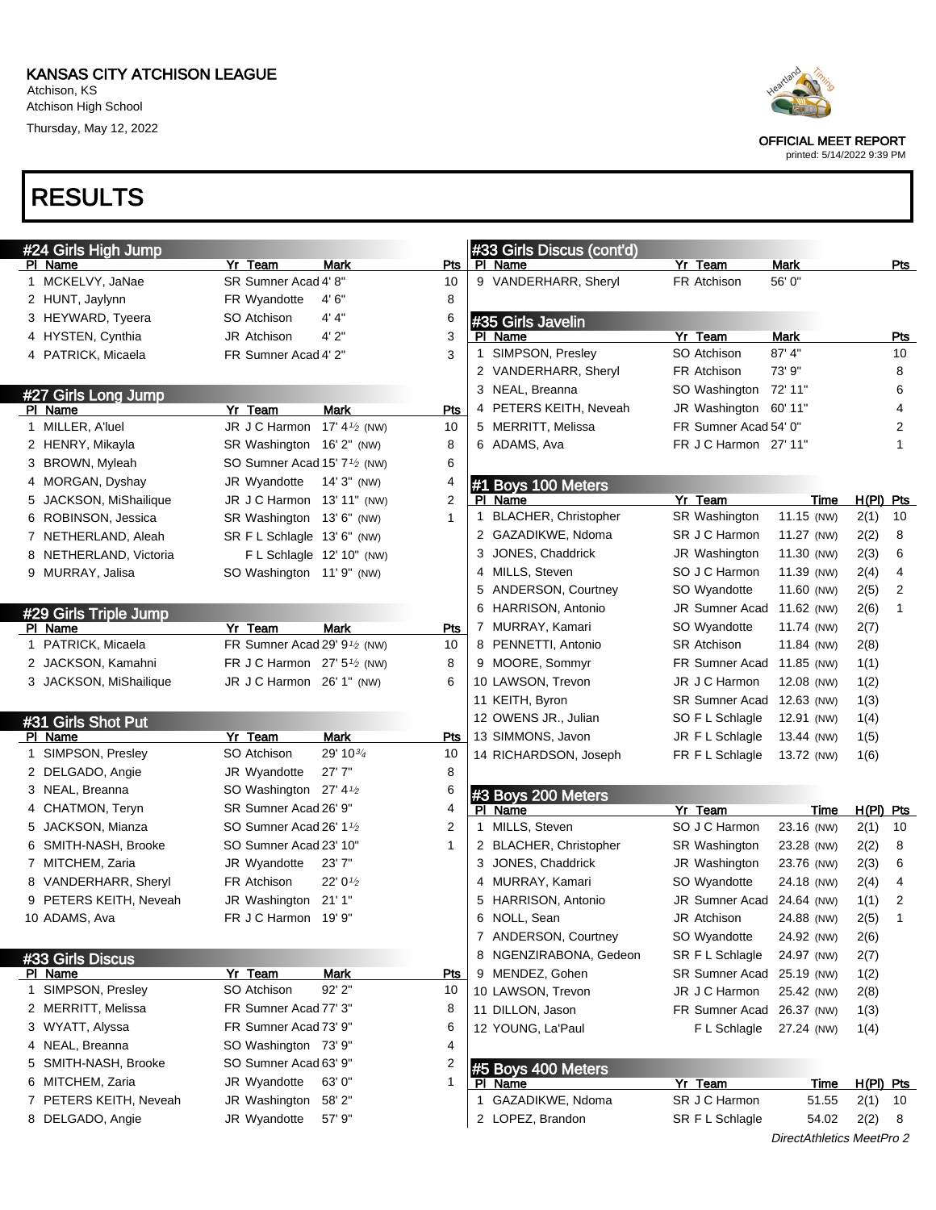# KANSAS CITY ATCHISON LEAGUE

Atchison, KS
Atchison High School
Thursday, May 12, 2022

OFFICIAL MEET REPORT
printed: 5/14/2022 9:39 PM

# RESULTS

## #24 Girls High Jump

| Pl | Name | Yr | Team | Mark | Pts |
|---|---|---|---|---|---|
| 1 | MCKELVY, JaNae | SR | Sumner Acad | 4' 8" | 10 |
| 2 | HUNT, Jaylynn | FR | Wyandotte | 4' 6" | 8 |
| 3 | HEYWARD, Tyeera | SO | Atchison | 4' 4" | 6 |
| 4 | HYSTEN, Cynthia | JR | Atchison | 4' 2" | 3 |
| 4 | PATRICK, Micaela | FR | Sumner Acad | 4' 2" | 3 |

## #27 Girls Long Jump

| Pl | Name | Yr | Team | Mark | Pts |
|---|---|---|---|---|---|
| 1 | MILLER, A'luel | JR | J C Harmon | 17' 4½ (NW) | 10 |
| 2 | HENRY, Mikayla | SR | Washington | 16' 2" (NW) | 8 |
| 3 | BROWN, Myleah | SO | Sumner Acad | 15' 7½ (NW) | 6 |
| 4 | MORGAN, Dyshay | JR | Wyandotte | 14' 3" (NW) | 4 |
| 5 | JACKSON, MiShailique | JR | J C Harmon | 13' 11" (NW) | 2 |
| 6 | ROBINSON, Jessica | SR | Washington | 13' 6" (NW) | 1 |
| 7 | NETHERLAND, Aleah | SR | F L Schlagle | 13' 6" (NW) | |
| 8 | NETHERLAND, Victoria | | F L Schlagle | 12' 10" (NW) | |
| 9 | MURRAY, Jalisa | SO | Washington | 11' 9" (NW) | |

## #29 Girls Triple Jump

| Pl | Name | Yr | Team | Mark | Pts |
|---|---|---|---|---|---|
| 1 | PATRICK, Micaela | FR | Sumner Acad | 29' 9½ (NW) | 10 |
| 2 | JACKSON, Kamahni | FR | J C Harmon | 27' 5½ (NW) | 8 |
| 3 | JACKSON, MiShailique | JR | J C Harmon | 26' 1" (NW) | 6 |

## #31 Girls Shot Put

| Pl | Name | Yr | Team | Mark | Pts |
|---|---|---|---|---|---|
| 1 | SIMPSON, Presley | SO | Atchison | 29' 10¾ | 10 |
| 2 | DELGADO, Angie | JR | Wyandotte | 27' 7" | 8 |
| 3 | NEAL, Breanna | SO | Washington | 27' 4½ | 6 |
| 4 | CHATMON, Teryn | SR | Sumner Acad | 26' 9" | 4 |
| 5 | JACKSON, Mianza | SO | Sumner Acad | 26' 1½ | 2 |
| 6 | SMITH-NASH, Brooke | SO | Sumner Acad | 23' 10" | 1 |
| 7 | MITCHEM, Zaria | JR | Wyandotte | 23' 7" | |
| 8 | VANDERHARR, Sheryl | FR | Atchison | 22' 0½ | |
| 9 | PETERS KEITH, Neveah | JR | Washington | 21' 1" | |
| 10 | ADAMS, Ava | FR | J C Harmon | 19' 9" | |

## #33 Girls Discus

| Pl | Name | Yr | Team | Mark | Pts |
|---|---|---|---|---|---|
| 1 | SIMPSON, Presley | SO | Atchison | 92' 2" | 10 |
| 2 | MERRITT, Melissa | FR | Sumner Acad | 77' 3" | 8 |
| 3 | WYATT, Alyssa | FR | Sumner Acad | 73' 9" | 6 |
| 4 | NEAL, Breanna | SO | Washington | 73' 9" | 4 |
| 5 | SMITH-NASH, Brooke | SO | Sumner Acad | 63' 9" | 2 |
| 6 | MITCHEM, Zaria | JR | Wyandotte | 63' 0" | 1 |
| 7 | PETERS KEITH, Neveah | JR | Washington | 58' 2" | |
| 8 | DELGADO, Angie | JR | Wyandotte | 57' 9" | |
| 9 | VANDERHARR, Sheryl | FR | Atchison | 56' 0" | |

## #35 Girls Javelin

| Pl | Name | Yr | Team | Mark | Pts |
|---|---|---|---|---|---|
| 1 | SIMPSON, Presley | SO | Atchison | 87' 4" | 10 |
| 2 | VANDERHARR, Sheryl | FR | Atchison | 73' 9" | 8 |
| 3 | NEAL, Breanna | SO | Washington | 72' 11" | 6 |
| 4 | PETERS KEITH, Neveah | JR | Washington | 60' 11" | 4 |
| 5 | MERRITT, Melissa | FR | Sumner Acad | 54' 0" | 2 |
| 6 | ADAMS, Ava | FR | J C Harmon | 27' 11" | 1 |

## #1 Boys 100 Meters

| Pl | Name | Yr | Team | Time | H(Pl) | Pts |
|---|---|---|---|---|---|---|
| 1 | BLACHER, Christopher | SR | Washington | 11.15 (NW) | 2(1) | 10 |
| 2 | GAZADIKWE, Ndoma | SR | J C Harmon | 11.27 (NW) | 2(2) | 8 |
| 3 | JONES, Chaddrick | JR | Washington | 11.30 (NW) | 2(3) | 6 |
| 4 | MILLS, Steven | SO | J C Harmon | 11.39 (NW) | 2(4) | 4 |
| 5 | ANDERSON, Courtney | SO | Wyandotte | 11.60 (NW) | 2(5) | 2 |
| 6 | HARRISON, Antonio | JR | Sumner Acad | 11.62 (NW) | 2(6) | 1 |
| 7 | MURRAY, Kamari | SO | Wyandotte | 11.74 (NW) | 2(7) | |
| 8 | PENNETTI, Antonio | SR | Atchison | 11.84 (NW) | 2(8) | |
| 9 | MOORE, Sommyr | FR | Sumner Acad | 11.85 (NW) | 1(1) | |
| 10 | LAWSON, Trevon | JR | J C Harmon | 12.08 (NW) | 1(2) | |
| 11 | KEITH, Byron | SR | Sumner Acad | 12.63 (NW) | 1(3) | |
| 12 | OWENS JR., Julian | SO | F L Schlagle | 12.91 (NW) | 1(4) | |
| 13 | SIMMONS, Javon | JR | F L Schlagle | 13.44 (NW) | 1(5) | |
| 14 | RICHARDSON, Joseph | FR | F L Schlagle | 13.72 (NW) | 1(6) | |

## #3 Boys 200 Meters

| Pl | Name | Yr | Team | Time | H(Pl) | Pts |
|---|---|---|---|---|---|---|
| 1 | MILLS, Steven | SO | J C Harmon | 23.16 (NW) | 2(1) | 10 |
| 2 | BLACHER, Christopher | SR | Washington | 23.28 (NW) | 2(2) | 8 |
| 3 | JONES, Chaddrick | JR | Washington | 23.76 (NW) | 2(3) | 6 |
| 4 | MURRAY, Kamari | SO | Wyandotte | 24.18 (NW) | 2(4) | 4 |
| 5 | HARRISON, Antonio | JR | Sumner Acad | 24.64 (NW) | 1(1) | 2 |
| 6 | NOLL, Sean | JR | Atchison | 24.88 (NW) | 2(5) | 1 |
| 7 | ANDERSON, Courtney | SO | Wyandotte | 24.92 (NW) | 2(6) | |
| 8 | NGENZIRABONA, Gedeon | SR | F L Schlagle | 24.97 (NW) | 2(7) | |
| 9 | MENDEZ, Gohen | SR | Sumner Acad | 25.19 (NW) | 1(2) | |
| 10 | LAWSON, Trevon | JR | J C Harmon | 25.42 (NW) | 2(8) | |
| 11 | DILLON, Jason | FR | Sumner Acad | 26.37 (NW) | 1(3) | |
| 12 | YOUNG, La'Paul | | F L Schlagle | 27.24 (NW) | 1(4) | |

## #5 Boys 400 Meters

| Pl | Name | Yr | Team | Time | H(Pl) | Pts |
|---|---|---|---|---|---|---|
| 1 | GAZADIKWE, Ndoma | SR | J C Harmon | 51.55 | 2(1) | 10 |
| 2 | LOPEZ, Brandon | SR | F L Schlagle | 54.02 | 2(2) | 8 |

DirectAthletics MeetPro 2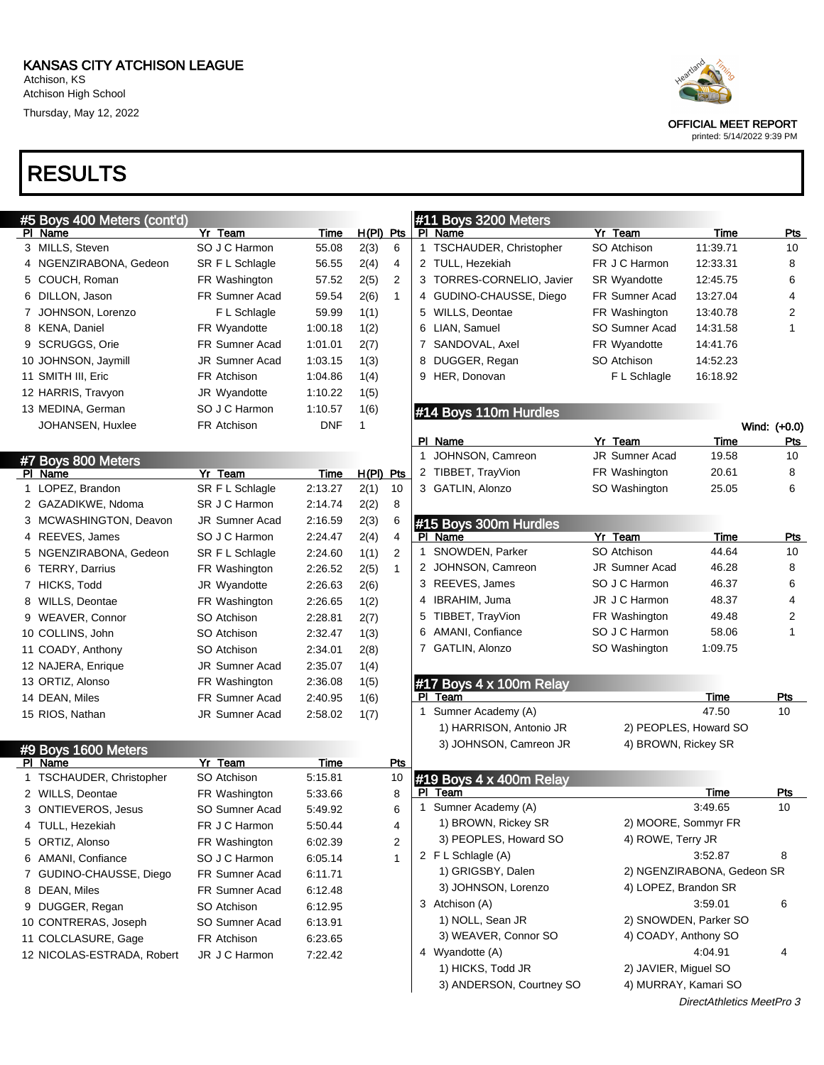# KANSAS CITY ATCHISON LEAGUE

Atchison, KS
Atchison High School
Thursday, May 12, 2022

OFFICIAL MEET REPORT
printed: 5/14/2022 9:39 PM

# RESULTS

## #5 Boys 400 Meters (cont'd)

| Pl | Name | Yr | Team | Time | H(Pl) | Pts |
|---|---|---|---|---|---|---|
| 3 | MILLS, Steven | SO | J C Harmon | 55.08 | 2(3) | 6 |
| 4 | NGENZIRABONA, Gedeon | SR | F L Schlagle | 56.55 | 2(4) | 4 |
| 5 | COUCH, Roman | FR | Washington | 57.52 | 2(5) | 2 |
| 6 | DILLON, Jason | FR | Sumner Acad | 59.54 | 2(6) | 1 |
| 7 | JOHNSON, Lorenzo | | F L Schlagle | 59.99 | 1(1) | |
| 8 | KENA, Daniel | FR | Wyandotte | 1:00.18 | 1(2) | |
| 9 | SCRUGGS, Orie | FR | Sumner Acad | 1:01.01 | 2(7) | |
| 10 | JOHNSON, Jaymill | JR | Sumner Acad | 1:03.15 | 1(3) | |
| 11 | SMITH III, Eric | FR | Atchison | 1:04.86 | 1(4) | |
| 12 | HARRIS, Travyon | JR | Wyandotte | 1:10.22 | 1(5) | |
| 13 | MEDINA, German | SO | J C Harmon | 1:10.57 | 1(6) | |
| | JOHANSEN, Huxlee | FR | Atchison | DNF | 1 | |

## #7 Boys 800 Meters

| Pl | Name | Yr | Team | Time | H(Pl) | Pts |
|---|---|---|---|---|---|---|
| 1 | LOPEZ, Brandon | SR | F L Schlagle | 2:13.27 | 2(1) | 10 |
| 2 | GAZADIKWE, Ndoma | SR | J C Harmon | 2:14.74 | 2(2) | 8 |
| 3 | MCWASHINGTON, Deavon | JR | Sumner Acad | 2:16.59 | 2(3) | 6 |
| 4 | REEVES, James | SO | J C Harmon | 2:24.47 | 2(4) | 4 |
| 5 | NGENZIRABONA, Gedeon | SR | F L Schlagle | 2:24.60 | 1(1) | 2 |
| 6 | TERRY, Darrius | FR | Washington | 2:26.52 | 2(5) | 1 |
| 7 | HICKS, Todd | JR | Wyandotte | 2:26.63 | 2(6) | |
| 8 | WILLS, Deontae | FR | Washington | 2:26.65 | 1(2) | |
| 9 | WEAVER, Connor | SO | Atchison | 2:28.81 | 2(7) | |
| 10 | COLLINS, John | SO | Atchison | 2:32.47 | 1(3) | |
| 11 | COADY, Anthony | SO | Atchison | 2:34.01 | 2(8) | |
| 12 | NAJERA, Enrique | JR | Sumner Acad | 2:35.07 | 1(4) | |
| 13 | ORTIZ, Alonso | FR | Washington | 2:36.08 | 1(5) | |
| 14 | DEAN, Miles | FR | Sumner Acad | 2:40.95 | 1(6) | |
| 15 | RIOS, Nathan | JR | Sumner Acad | 2:58.02 | 1(7) | |

## #9 Boys 1600 Meters

| Pl | Name | Yr | Team | Time | Pts |
|---|---|---|---|---|---|
| 1 | TSCHAUDER, Christopher | SO | Atchison | 5:15.81 | 10 |
| 2 | WILLS, Deontae | FR | Washington | 5:33.66 | 8 |
| 3 | ONTIEVEROS, Jesus | SO | Sumner Acad | 5:49.92 | 6 |
| 4 | TULL, Hezekiah | FR | J C Harmon | 5:50.44 | 4 |
| 5 | ORTIZ, Alonso | FR | Washington | 6:02.39 | 2 |
| 6 | AMANI, Confiance | SO | J C Harmon | 6:05.14 | 1 |
| 7 | GUDINO-CHAUSSE, Diego | FR | Sumner Acad | 6:11.71 | |
| 8 | DEAN, Miles | FR | Sumner Acad | 6:12.48 | |
| 9 | DUGGER, Regan | SO | Atchison | 6:12.95 | |
| 10 | CONTRERAS, Joseph | SO | Sumner Acad | 6:13.91 | |
| 11 | COLCLASURE, Gage | FR | Atchison | 6:23.65 | |
| 12 | NICOLAS-ESTRADA, Robert | JR | J C Harmon | 7:22.42 | |

## #11 Boys 3200 Meters

| Pl | Name | Yr | Team | Time | Pts |
|---|---|---|---|---|---|
| 1 | TSCHAUDER, Christopher | SO | Atchison | 11:39.71 | 10 |
| 2 | TULL, Hezekiah | FR | J C Harmon | 12:33.31 | 8 |
| 3 | TORRES-CORNELIO, Javier | SR | Wyandotte | 12:45.75 | 6 |
| 4 | GUDINO-CHAUSSE, Diego | FR | Sumner Acad | 13:27.04 | 4 |
| 5 | WILLS, Deontae | FR | Washington | 13:40.78 | 2 |
| 6 | LIAN, Samuel | SO | Sumner Acad | 14:31.58 | 1 |
| 7 | SANDOVAL, Axel | FR | Wyandotte | 14:41.76 | |
| 8 | DUGGER, Regan | SO | Atchison | 14:52.23 | |
| 9 | HER, Donovan | | F L Schlagle | 16:18.92 | |

## #14 Boys 110m Hurdles

Wind: (+0.0)

| Pl | Name | Yr | Team | Time | Pts |
|---|---|---|---|---|---|
| 1 | JOHNSON, Camreon | JR | Sumner Acad | 19.58 | 10 |
| 2 | TIBBET, TrayVion | FR | Washington | 20.61 | 8 |
| 3 | GATLIN, Alonzo | SO | Washington | 25.05 | 6 |

## #15 Boys 300m Hurdles

| Pl | Name | Yr | Team | Time | Pts |
|---|---|---|---|---|---|
| 1 | SNOWDEN, Parker | SO | Atchison | 44.64 | 10 |
| 2 | JOHNSON, Camreon | JR | Sumner Acad | 46.28 | 8 |
| 3 | REEVES, James | SO | J C Harmon | 46.37 | 6 |
| 4 | IBRAHIM, Juma | JR | J C Harmon | 48.37 | 4 |
| 5 | TIBBET, TrayVion | FR | Washington | 49.48 | 2 |
| 6 | AMANI, Confiance | SO | J C Harmon | 58.06 | 1 |
| 7 | GATLIN, Alonzo | SO | Washington | 1:09.75 | |

## #17 Boys 4 x 100m Relay

| Pl | Team | Time | Pts |
|---|---|---|---|
| 1 | Sumner Academy (A) | 47.50 | 10 |
| | 1) HARRISON, Antonio JR; 2) PEOPLES, Howard SO; 3) JOHNSON, Camreon JR; 4) BROWN, Rickey SR | | |

## #19 Boys 4 x 400m Relay

| Pl | Team | Time | Pts |
|---|---|---|---|
| 1 | Sumner Academy (A) | 3:49.65 | 10 |
| | 1) BROWN, Rickey SR; 2) MOORE, Sommyr FR; 3) PEOPLES, Howard SO; 4) ROWE, Terry JR | | |
| 2 | F L Schlagle (A) | 3:52.87 | 8 |
| | 1) GRIGSBY, Dalen; 2) NGENZIRABONA, Gedeon SR; 3) JOHNSON, Lorenzo; 4) LOPEZ, Brandon SR | | |
| 3 | Atchison (A) | 3:59.01 | 6 |
| | 1) NOLL, Sean JR; 2) SNOWDEN, Parker SO; 3) WEAVER, Connor SO; 4) COADY, Anthony SO | | |
| 4 | Wyandotte (A) | 4:04.91 | 4 |
| | 1) HICKS, Todd JR; 2) JAVIER, Miguel SO; 3) ANDERSON, Courtney SO; 4) MURRAY, Kamari SO | | |

*DirectAthletics MeetPro 3*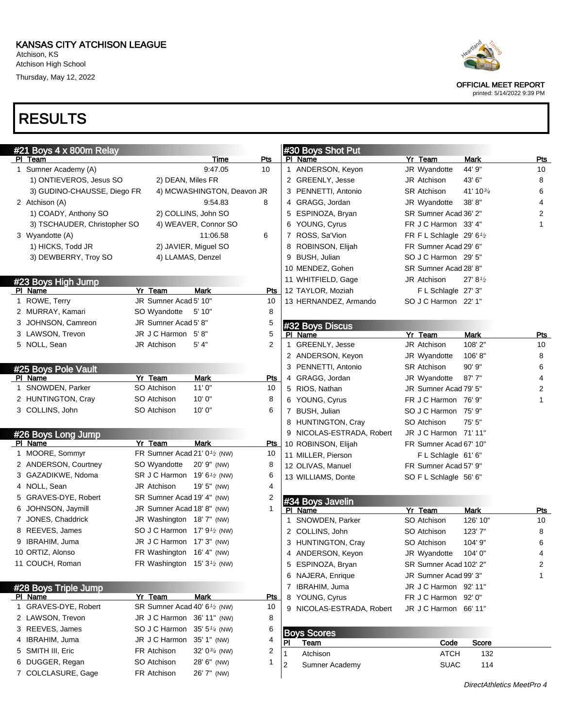# KANSAS CITY ATCHISON LEAGUE

Atchison, KS
Atchison High School
Thursday, May 12, 2022

OFFICIAL MEET REPORT
printed: 5/14/2022 9:39 PM

# RESULTS

## #21 Boys 4 x 800m Relay

| Pl | Team | Time | Pts |
|---|---|---|---|
| 1 | Sumner Academy (A) | 9:47.05 | 10 |
| | 1) ONTIEVEROS, Jesus SO; 2) DEAN, Miles FR; 3) GUDINO-CHAUSSE, Diego FR; 4) MCWASHINGTON, Deavon JR | | |
| 2 | Atchison (A) | 9:54.83 | 8 |
| | 1) COADY, Anthony SO; 2) COLLINS, John SO; 3) TSCHAUDER, Christopher SO; 4) WEAVER, Connor SO | | |
| 3 | Wyandotte (A) | 11:06.58 | 6 |
| | 1) HICKS, Todd JR; 2) JAVIER, Miguel SO; 3) DEWBERRY, Troy SO; 4) LLAMAS, Denzel | | |

## #23 Boys High Jump

| Pl | Name | Yr | Team | Mark | Pts |
|---|---|---|---|---|---|
| 1 | ROWE, Terry | JR | Sumner Acad | 5' 10" | 10 |
| 2 | MURRAY, Kamari | SO | Wyandotte | 5' 10" | 8 |
| 3 | JOHNSON, Camreon | JR | Sumner Acad | 5' 8" | 5 |
| 3 | LAWSON, Trevon | JR | J C Harmon | 5' 8" | 5 |
| 5 | NOLL, Sean | JR | Atchison | 5' 4" | 2 |

## #25 Boys Pole Vault

| Pl | Name | Yr | Team | Mark | Pts |
|---|---|---|---|---|---|
| 1 | SNOWDEN, Parker | SO | Atchison | 11' 0" | 10 |
| 2 | HUNTINGTON, Cray | SO | Atchison | 10' 0" | 8 |
| 3 | COLLINS, John | SO | Atchison | 10' 0" | 6 |

## #26 Boys Long Jump

| Pl | Name | Yr | Team | Mark | Pts |
|---|---|---|---|---|---|
| 1 | MOORE, Sommyr | FR | Sumner Acad | 21' 0½ (NW) | 10 |
| 2 | ANDERSON, Courtney | SO | Wyandotte | 20' 9" (NW) | 8 |
| 3 | GAZADIKWE, Ndoma | SR | J C Harmon | 19' 6½ (NW) | 6 |
| 4 | NOLL, Sean | JR | Atchison | 19' 5" (NW) | 4 |
| 5 | GRAVES-DYE, Robert | SR | Sumner Acad | 19' 4" (NW) | 2 |
| 6 | JOHNSON, Jaymill | JR | Sumner Acad | 18' 8" (NW) | 1 |
| 7 | JONES, Chaddrick | JR | Washington | 18' 7" (NW) | |
| 8 | REEVES, James | SO | J C Harmon | 17' 9½ (NW) | |
| 9 | IBRAHIM, Juma | JR | J C Harmon | 17' 3" (NW) | |
| 10 | ORTIZ, Alonso | FR | Washington | 16' 4" (NW) | |
| 11 | COUCH, Roman | FR | Washington | 15' 3½ (NW) | |

## #28 Boys Triple Jump

| Pl | Name | Yr | Team | Mark | Pts |
|---|---|---|---|---|---|
| 1 | GRAVES-DYE, Robert | SR | Sumner Acad | 40' 6½ (NW) | 10 |
| 2 | LAWSON, Trevon | JR | J C Harmon | 36' 11" (NW) | 8 |
| 3 | REEVES, James | SO | J C Harmon | 35' 5¼ (NW) | 6 |
| 4 | IBRAHIM, Juma | JR | J C Harmon | 35' 1" (NW) | 4 |
| 5 | SMITH III, Eric | FR | Atchison | 32' 0¾ (NW) | 2 |
| 6 | DUGGER, Regan | SO | Atchison | 28' 6" (NW) | 1 |
| 7 | COLCLASURE, Gage | FR | Atchison | 26' 7" (NW) | |

## #30 Boys Shot Put

| Pl | Name | Yr | Team | Mark | Pts |
|---|---|---|---|---|---|
| 1 | ANDERSON, Keyon | JR | Wyandotte | 44' 9" | 10 |
| 2 | GREENLY, Jesse | JR | Atchison | 43' 6" | 8 |
| 3 | PENNETTI, Antonio | SR | Atchison | 41' 10¾ | 6 |
| 4 | GRAGG, Jordan | JR | Wyandotte | 38' 8" | 4 |
| 5 | ESPINOZA, Bryan | SR | Sumner Acad | 36' 2" | 2 |
| 6 | YOUNG, Cyrus | FR | J C Harmon | 33' 4" | 1 |
| 7 | ROSS, Sa'Vion | FR | F L Schlagle | 29' 6½ | |
| 8 | ROBINSON, Elijah | FR | Sumner Acad | 29' 6" | |
| 9 | BUSH, Julian | SO | J C Harmon | 29' 5" | |
| 10 | MENDEZ, Gohen | SR | Sumner Acad | 28' 8" | |
| 11 | WHITFIELD, Gage | JR | Atchison | 27' 8½ | |
| 12 | TAYLOR, Moziah | | F L Schlagle | 27' 3" | |
| 13 | HERNANDEZ, Armando | SO | J C Harmon | 22' 1" | |

## #32 Boys Discus

| Pl | Name | Yr | Team | Mark | Pts |
|---|---|---|---|---|---|
| 1 | GREENLY, Jesse | JR | Atchison | 108' 2" | 10 |
| 2 | ANDERSON, Keyon | JR | Wyandotte | 106' 8" | 8 |
| 3 | PENNETTI, Antonio | SR | Atchison | 90' 9" | 6 |
| 4 | GRAGG, Jordan | JR | Wyandotte | 87' 7" | 4 |
| 5 | RIOS, Nathan | JR | Sumner Acad | 79' 5" | 2 |
| 6 | YOUNG, Cyrus | FR | J C Harmon | 76' 9" | 1 |
| 7 | BUSH, Julian | SO | J C Harmon | 75' 9" | |
| 8 | HUNTINGTON, Cray | SO | Atchison | 75' 5" | |
| 9 | NICOLAS-ESTRADA, Robert | JR | J C Harmon | 71' 11" | |
| 10 | ROBINSON, Elijah | FR | Sumner Acad | 67' 10" | |
| 11 | MILLER, Pierson | | F L Schlagle | 61' 6" | |
| 12 | OLIVAS, Manuel | FR | Sumner Acad | 57' 9" | |
| 13 | WILLIAMS, Donte | SO | F L Schlagle | 56' 6" | |

## #34 Boys Javelin

| Pl | Name | Yr | Team | Mark | Pts |
|---|---|---|---|---|---|
| 1 | SNOWDEN, Parker | SO | Atchison | 126' 10" | 10 |
| 2 | COLLINS, John | SO | Atchison | 123' 7" | 8 |
| 3 | HUNTINGTON, Cray | SO | Atchison | 104' 9" | 6 |
| 4 | ANDERSON, Keyon | JR | Wyandotte | 104' 0" | 4 |
| 5 | ESPINOZA, Bryan | SR | Sumner Acad | 102' 2" | 2 |
| 6 | NAJERA, Enrique | JR | Sumner Acad | 99' 3" | 1 |
| 7 | IBRAHIM, Juma | JR | J C Harmon | 92' 11" | |
| 8 | YOUNG, Cyrus | FR | J C Harmon | 92' 0" | |
| 9 | NICOLAS-ESTRADA, Robert | JR | J C Harmon | 66' 11" | |

## Boys Scores

| Pl | Team | Code | Score |
|---|---|---|---|
| 1 | Atchison | ATCH | 132 |
| 2 | Sumner Academy | SUAC | 114 |

*DirectAthletics MeetPro 4*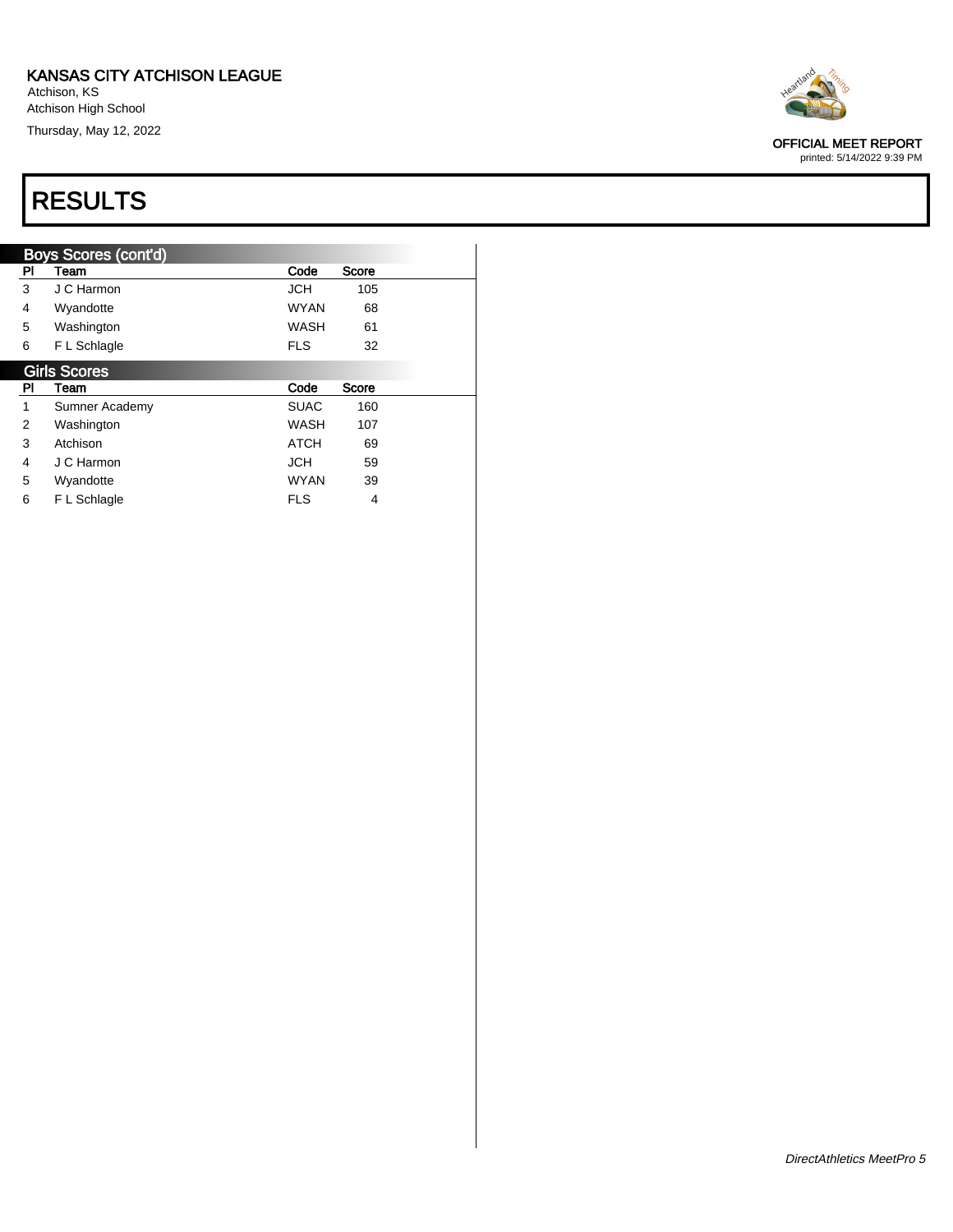# RESULTS

### Boys Scores (cont'd)

| Pl | Team | Code | Score |
|---|---|---|---|
| 3 | J C Harmon | JCH | 105 |
| 4 | Wyandotte | WYAN | 68 |
| 5 | Washington | WASH | 61 |
| 6 | F L Schlagle | FLS | 32 |

### Girls Scores

| Pl | Team | Code | Score |
|---|---|---|---|
| 1 | Sumner Academy | SUAC | 160 |
| 2 | Washington | WASH | 107 |
| 3 | Atchison | ATCH | 69 |
| 4 | J C Harmon | JCH | 59 |
| 5 | Wyandotte | WYAN | 39 |
| 6 | F L Schlagle | FLS | 4 |